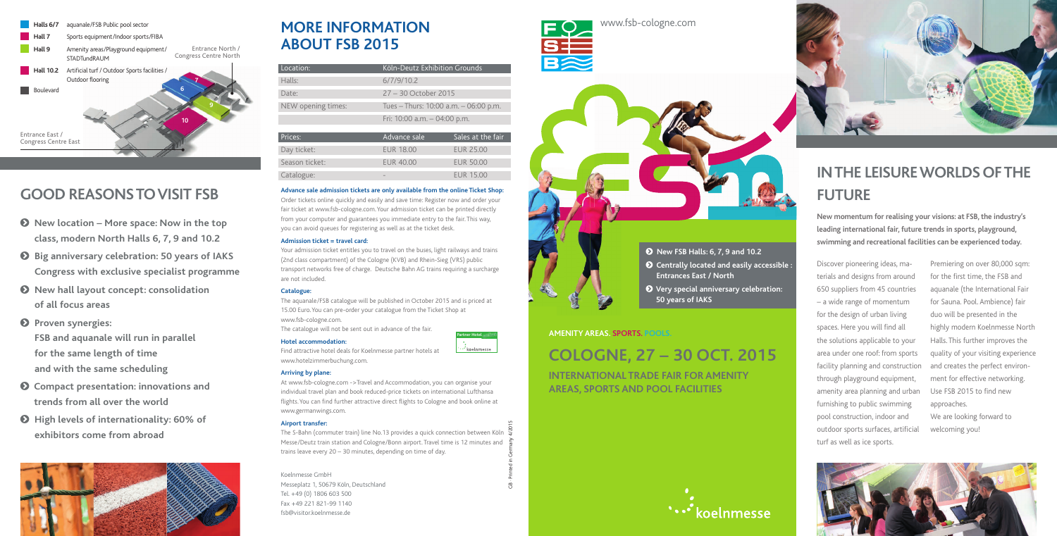| | |
|---|---|
| Halls 6/7 | aquanale/FSB Public pool sector |
| Hall 7 | Sports equipment/Indoor sports/FIBA |
| Hall 9 | Amenity areas/Playground equipment/ STADTundRAUM |
| Hall 10.2 | Artificial turf / Outdoor Sports facilities / Outdoor flooring |
| | Boulevard |

Entrance North / Congress Centre North

Entrance East / Congress Centre East

## GOOD REASONS TO VISIT FSB

- **New location – More space: Now in the top class, modern North Halls 6, 7, 9 and 10.2**
- **Big anniversary celebration: 50 years of IAKS Congress with exclusive specialist programme**
- **New hall layout concept: consolidation of all focus areas**
- **Proven synergies: FSB and aquanale will run in parallel for the same length of time and with the same scheduling**
- **Compact presentation: innovations and trends from all over the world**
- **High levels of internationality: 60% of exhibitors come from abroad**

## MORE INFORMATION ABOUT FSB 2015

| Location: | Köln-Deutz Exhibition Grounds |
|---|---|
| Halls: | 6/7/9/10.2 |
| Date: | 27 – 30 October 2015 |
| NEW opening times: | Tues – Thurs: 10:00 a.m. – 06:00 p.m. |
| | Fri: 10:00 a.m. – 04:00 p.m. |

| Prices: | Advance sale | Sales at the fair |
|---|---|---|
| Day ticket: | EUR 18.00 | EUR 25.00 |
| Season ticket: | EUR 40.00 | EUR 50.00 |
| Catalogue: | - | EUR 15.00 |

**Advance sale admission tickets are only available from the online Ticket Shop:**
Order tickets online quickly and easily and save time: Register now and order your fair ticket at www.fsb-cologne.com. Your admission ticket can be printed directly from your computer and guarantees you immediate entry to the fair. This way, you can avoid queues for registering as well as at the ticket desk.

**Admission ticket = travel card:**
Your admission ticket entitles you to travel on the buses, light railways and trains (2nd class compartment) of the Cologne (KVB) and Rhein-Sieg (VRS) public transport networks free of charge. Deutsche Bahn AG trains requiring a surcharge are not included.

**Catalogue:**
The aquanale/FSB catalogue will be published in October 2015 and is priced at 15.00 Euro. You can pre-order your catalogue from the Ticket Shop at www.fsb-cologne.com.
The catalogue will not be sent out in advance of the fair.

**Hotel accommodation:**
Find attractive hotel deals for Koelnmesse partner hotels at www.hotelzimmerbuchung.com.

**Arriving by plane:**
At www.fsb-cologne.com ->Travel and Accommodation, you can organise your individual travel plan and book reduced-price tickets on international Lufthansa flights. You can find further attractive direct flights to Cologne and book online at www.germanwings.com.

**Airport transfer:**
The S-Bahn (commuter train) line No.13 provides a quick connection between Köln Messe/Deutz train station and Cologne/Bonn airport. Travel time is 12 minutes and trains leave every 20 – 30 minutes, depending on time of day.

Koelnmesse GmbH
Messeplatz 1, 50679 Köln, Deutschland
Tel. +49 (0) 1806 603 500
Fax +49 221 821-99 1140
fsb@visitor.koelnmesse.de

GB Printed in Germany 4/2015

www.fsb-cologne.com

- **New FSB Halls: 6, 7, 9 and 10.2**
- **Centrally located and easily accessible : Entrances East / North**
- **Very special anniversary celebration: 50 years of IAKS**

**AMENITY AREAS. SPORTS. POOLS.**

# COLOGNE, 27 – 30 OCT. 2015

**INTERNATIONAL TRADE FAIR FOR AMENITY AREAS, SPORTS AND POOL FACILITIES**

koelnmesse

## IN THE LEISURE WORLDS OF THE FUTURE

**New momentum for realising your visions: at FSB, the industry's leading international fair, future trends in sports, playground, swimming and recreational facilities can be experienced today.**

Discover pioneering ideas, materials and designs from around 650 suppliers from 45 countries – a wide range of momentum for the design of urban living spaces. Here you will find all the solutions applicable to your area under one roof: from sports facility planning and construction through playground equipment, amenity area planning and urban furnishing to public swimming pool construction, indoor and outdoor sports surfaces, artificial turf as well as ice sports.

Premiering on over 80,000 sqm: for the first time, the FSB and aquanale (the International Fair for Sauna. Pool. Ambience) fair duo will be presented in the highly modern Koelnmesse North Halls. This further improves the quality of your visiting experience and creates the perfect environment for effective networking. Use FSB 2015 to find new approaches.
We are looking forward to welcoming you!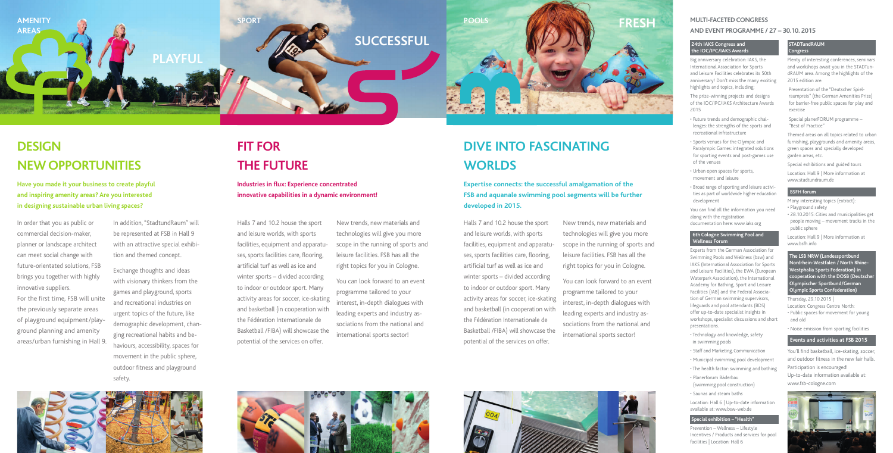AMENITY AREAS

PLAYFUL

SPORT

SUCCESSFUL

POOLS

FRESH

# DESIGN NEW OPPORTUNITIES

**Have you made it your business to create playful and inspiring amenity areas? Are you interested in designing sustainable urban living spaces?**

In order that you as public or commercial decision-maker, planner or landscape architect can meet social change with future-orientated solutions, FSB brings you together with highly innovative suppliers.

For the first time, FSB will unite the previously separate areas of playground equipment/playground planning and amenity areas/urban furnishing in Hall 9.

In addition, "StadtundRaum" will be represented at FSB in Hall 9 with an attractive special exhibition and themed concept.

Exchange thoughts and ideas with visionary thinkers from the games and playground, sports and recreational industries on urgent topics of the future, like demographic development, changing recreational habits and behaviours, accessibility, spaces for movement in the public sphere, outdoor fitness and playground safety.

# FIT FOR THE FUTURE

**Industries in flux: Experience concentrated innovative capabilities in a dynamic environment!**

Halls 7 and 10.2 house the sport and leisure worlds, with sports facilities, equipment and apparatuses, sports facilities care, flooring, artificial turf as well as ice and winter sports – divided according to indoor or outdoor sport. Many activity areas for soccer, ice-skating and basketball (in cooperation with the Fédération Internationale de Basketball /FIBA) will showcase the potential of the services on offer.

New trends, new materials and technologies will give you more scope in the running of sports and leisure facilities. FSB has all the right topics for you in Cologne.

You can look forward to an event programme tailored to your interest, in-depth dialogues with leading experts and industry associations from the national and international sports sector!

# DIVE INTO FASCINATING WORLDS

**Expertise connects: the successful amalgamation of the FSB and aquanale swimming pool segments will be further developed in 2015.**

Halls 7 and 10.2 house the sport and leisure worlds, with sports facilities, equipment and apparatuses, sports facilities care, flooring, artificial turf as well as ice and winter sports – divided according to indoor or outdoor sport. Many activity areas for soccer, ice-skating and basketball (in cooperation with the Fédération Internationale de Basketball /FIBA) will showcase the potential of the services on offer.

New trends, new materials and technologies will give you more scope in the running of sports and leisure facilities. FSB has all the right topics for you in Cologne.

You can look forward to an event programme tailored to your interest, in-depth dialogues with leading experts and industry associations from the national and international sports sector!

## MULTI-FACETED CONGRESS AND EVENT PROGRAMME / 27 – 30.10. 2015

### 24th IAKS Congress and the IOC/IPC/IAKS Awards

Big anniversary celebration: IAKS, the International Association for Sports and Leisure Facilities celebrates its 50th anniversary! Don't miss the many exciting highlights and topics, including:

The prize-winning projects and designs of the IOC/IPC/IAKS Architecture Awards 2015

- Future trends and demographic challenges: the strengths of the sports and recreational infrastructure
- Sports venues for the Olympic and Paralympic Games: integrated solutions for sporting events and post-games use of the venues
- Urban open spaces for sports, movement and leisure
- Broad range of sporting and leisure activities as part of worldwide higher education development

You can find all the information you need along with the registration documentation here: www.iaks.org

### 6th Cologne Swimming Pool and Wellness Forum

Experts from the German Association for Swimming Pools and Wellness (bsw) and IAKS (International Association for Sports and Leisure Facilities), the EWA (European Waterpark Association), the International Academy for Bathing, Sport and Leisure Facilities (IAB) and the Federal Association of German swimming supervisors, lifeguards and pool attendants (BDS) offer up-to-date specialist insights in workshops, specialist discussions and short presentations.

- Technology and knowledge, safety in swimming pools
- Staff and Marketing, Communication
- Municipal swimming pool development
- The health factor: swimming and bathing
- Planerforum Bäderbau (swimming pool construction)
- Saunas and steam baths

Location: Hall 6 | Up-to-date information available at: www.bsw-web.de

### Special exhibition – "Health"

Prevention – Wellness – Lifestyle Incentives / Products and services for pool facilities | Location: Hall 6

### STADTundRAUM Congress

Plenty of interesting conferences, seminars and workshops await you in the STADTundRAUM area. Among the highlights of the 2015 edition are:

Presentation of the "Deutscher Spielraumpreis" (the German Amenities Prize) for barrier-free public spaces for play and exercise

Special plannerFORUM programme – "Best of Practice"

Themed areas on all topics related to urban furnishing, playgrounds and amenity areas, green spaces and specially developed garden areas, etc.

Special exhibitions and guided tours

Location: Hall 9 | More information at www.stadtundraum.de

### BSFH forum

Many interesting topics (extract):

- Playground safety
- 28.10.2015: Cities and municipalities get people moving – movement tracks in the public sphere

Location: Hall 9 | More information at www.bsfh.info

### The LSB NRW (Landessportbund Nordrhein-Westfalen / North Rhine-Westphalia Sports Federation) in cooperation with the DOSB (Deutscher Olympischer Sportbund/German Olympic Sports Confederation)

Thursday, 29.10.2015 |

Location: Congress Centre North:

- Public spaces for movement for young and old
- Noise emission from sporting facilities

### Events and activities at FSB 2015

You'll find basketball, ice-skating, soccer, and outdoor fitness in the new fair halls. Participation is encouraged!

Up-to-date information available at: www.fsb-cologne.com